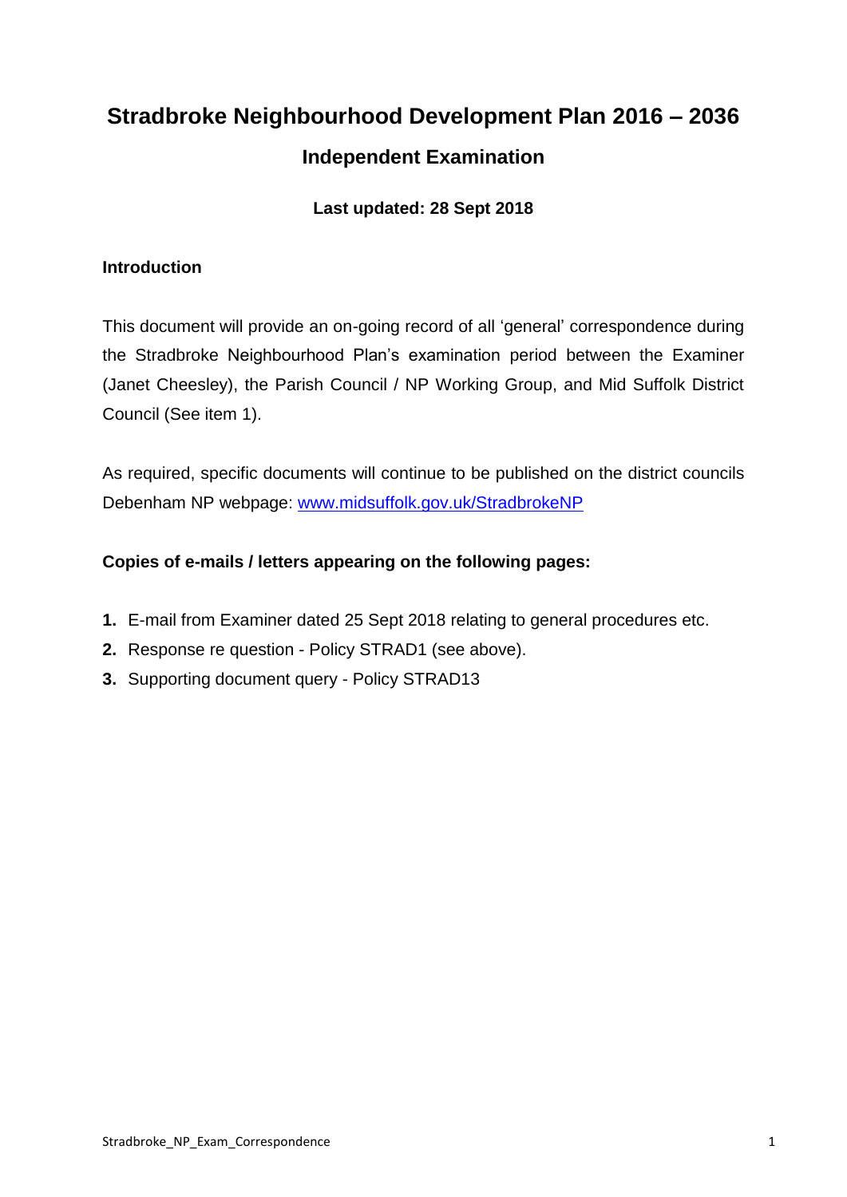# Stradbroke Neighbourhood Development Plan 2016 – 2036

## Independent Examination

**Last updated: 28 Sept 2018**

### Introduction

This document will provide an on-going record of all 'general' correspondence during the Stradbroke Neighbourhood Plan's examination period between the Examiner (Janet Cheesley), the Parish Council / NP Working Group, and Mid Suffolk District Council (See item 1).

As required, specific documents will continue to be published on the district councils Debenham NP webpage: [www.midsuffolk.gov.uk/StradbrokeNP](www.midsuffolk.gov.uk/StradbrokeNP)

**Copies of e-mails / letters appearing on the following pages:**

1. E-mail from Examiner dated 25 Sept 2018 relating to general procedures etc.
2. Response re question - Policy STRAD1 (see above).
3. Supporting document query - Policy STRAD13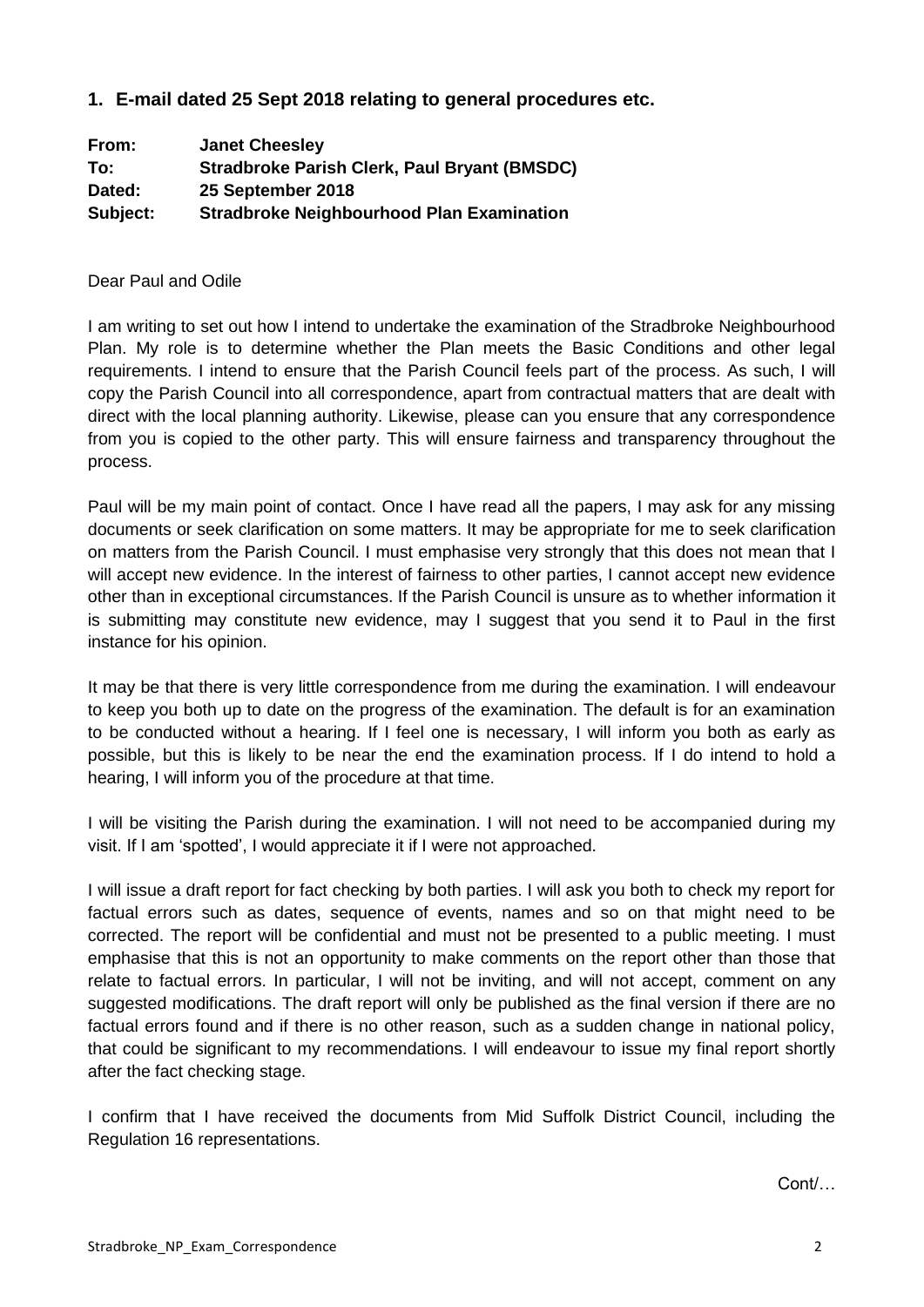## 1. E-mail dated 25 Sept 2018 relating to general procedures etc.

**From:** **Janet Cheesley**
**To:** **Stradbroke Parish Clerk, Paul Bryant (BMSDC)**
**Dated:** **25 September 2018**
**Subject:** **Stradbroke Neighbourhood Plan Examination**

Dear Paul and Odile

I am writing to set out how I intend to undertake the examination of the Stradbroke Neighbourhood Plan. My role is to determine whether the Plan meets the Basic Conditions and other legal requirements. I intend to ensure that the Parish Council feels part of the process. As such, I will copy the Parish Council into all correspondence, apart from contractual matters that are dealt with direct with the local planning authority. Likewise, please can you ensure that any correspondence from you is copied to the other party. This will ensure fairness and transparency throughout the process.

Paul will be my main point of contact. Once I have read all the papers, I may ask for any missing documents or seek clarification on some matters. It may be appropriate for me to seek clarification on matters from the Parish Council. I must emphasise very strongly that this does not mean that I will accept new evidence. In the interest of fairness to other parties, I cannot accept new evidence other than in exceptional circumstances. If the Parish Council is unsure as to whether information it is submitting may constitute new evidence, may I suggest that you send it to Paul in the first instance for his opinion.

It may be that there is very little correspondence from me during the examination. I will endeavour to keep you both up to date on the progress of the examination. The default is for an examination to be conducted without a hearing. If I feel one is necessary, I will inform you both as early as possible, but this is likely to be near the end the examination process. If I do intend to hold a hearing, I will inform you of the procedure at that time.

I will be visiting the Parish during the examination. I will not need to be accompanied during my visit. If I am 'spotted', I would appreciate it if I were not approached.

I will issue a draft report for fact checking by both parties. I will ask you both to check my report for factual errors such as dates, sequence of events, names and so on that might need to be corrected. The report will be confidential and must not be presented to a public meeting. I must emphasise that this is not an opportunity to make comments on the report other than those that relate to factual errors. In particular, I will not be inviting, and will not accept, comment on any suggested modifications. The draft report will only be published as the final version if there are no factual errors found and if there is no other reason, such as a sudden change in national policy, that could be significant to my recommendations. I will endeavour to issue my final report shortly after the fact checking stage.

I confirm that I have received the documents from Mid Suffolk District Council, including the Regulation 16 representations.

Cont/…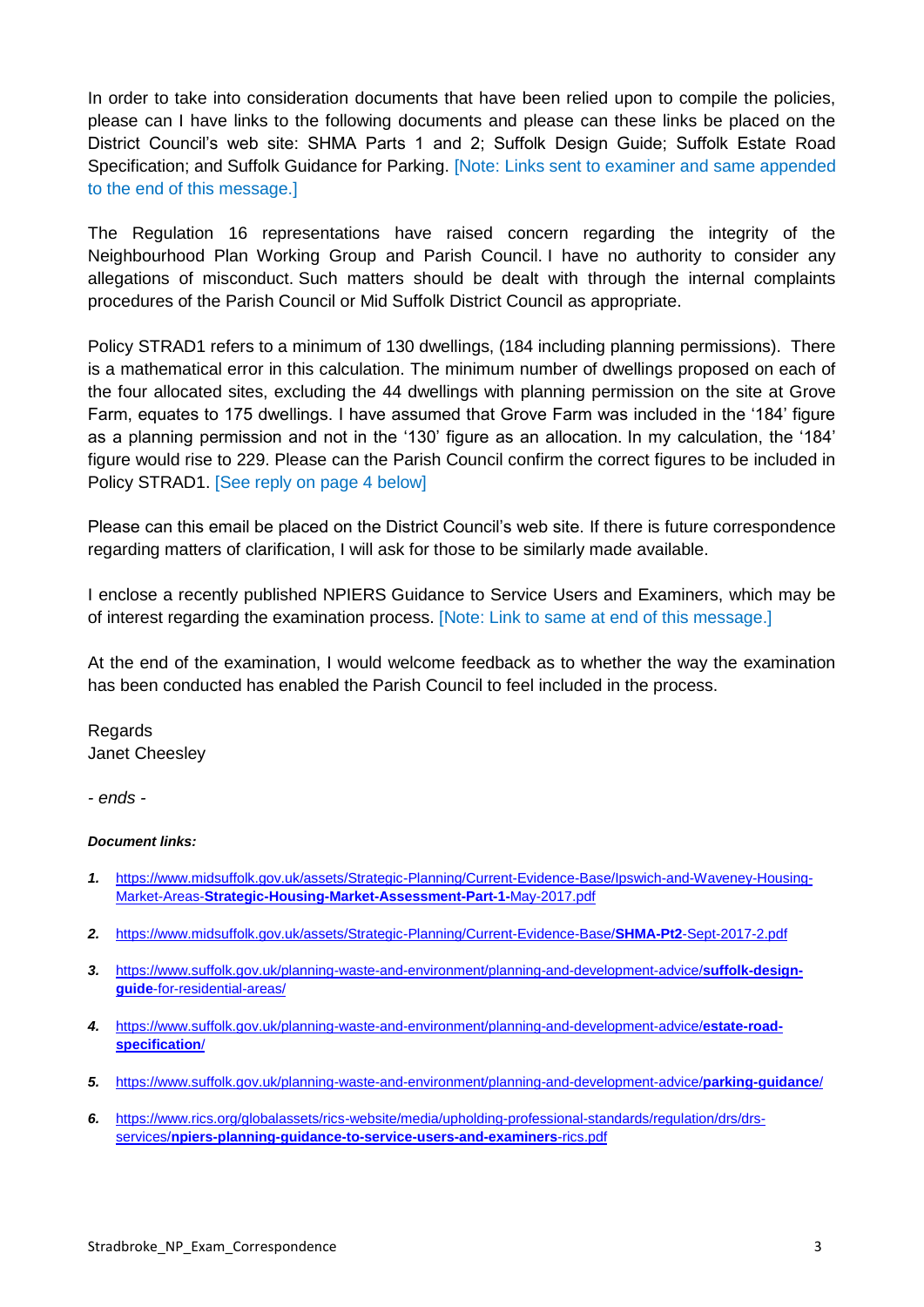In order to take into consideration documents that have been relied upon to compile the policies, please can I have links to the following documents and please can these links be placed on the District Council's web site: SHMA Parts 1 and 2; Suffolk Design Guide; Suffolk Estate Road Specification; and Suffolk Guidance for Parking. [Note: Links sent to examiner and same appended to the end of this message.]

The Regulation 16 representations have raised concern regarding the integrity of the Neighbourhood Plan Working Group and Parish Council. I have no authority to consider any allegations of misconduct. Such matters should be dealt with through the internal complaints procedures of the Parish Council or Mid Suffolk District Council as appropriate.

Policy STRAD1 refers to a minimum of 130 dwellings, (184 including planning permissions). There is a mathematical error in this calculation. The minimum number of dwellings proposed on each of the four allocated sites, excluding the 44 dwellings with planning permission on the site at Grove Farm, equates to 175 dwellings. I have assumed that Grove Farm was included in the '184' figure as a planning permission and not in the '130' figure as an allocation. In my calculation, the '184' figure would rise to 229. Please can the Parish Council confirm the correct figures to be included in Policy STRAD1. [See reply on page 4 below]

Please can this email be placed on the District Council's web site. If there is future correspondence regarding matters of clarification, I will ask for those to be similarly made available.

I enclose a recently published NPIERS Guidance to Service Users and Examiners, which may be of interest regarding the examination process. [Note: Link to same at end of this message.]

At the end of the examination, I would welcome feedback as to whether the way the examination has been conducted has enabled the Parish Council to feel included in the process.

Regards
Janet Cheesley

*- ends -*

***Document links:***

1. https://www.midsuffolk.gov.uk/assets/Strategic-Planning/Current-Evidence-Base/Ipswich-and-Waveney-Housing-Market-Areas-**Strategic-Housing-Market-Assessment-Part-1-**May-2017.pdf

2. https://www.midsuffolk.gov.uk/assets/Strategic-Planning/Current-Evidence-Base/**SHMA-Pt2**-Sept-2017-2.pdf

3. https://www.suffolk.gov.uk/planning-waste-and-environment/planning-and-development-advice/**suffolk-design-guide**-for-residential-areas/

4. https://www.suffolk.gov.uk/planning-waste-and-environment/planning-and-development-advice/**estate-road-specification**/

5. https://www.suffolk.gov.uk/planning-waste-and-environment/planning-and-development-advice/**parking-guidance**/

6. https://www.rics.org/globalassets/rics-website/media/upholding-professional-standards/regulation/drs/drs-services/**npiers-planning-guidance-to-service-users-and-examiners**-rics.pdf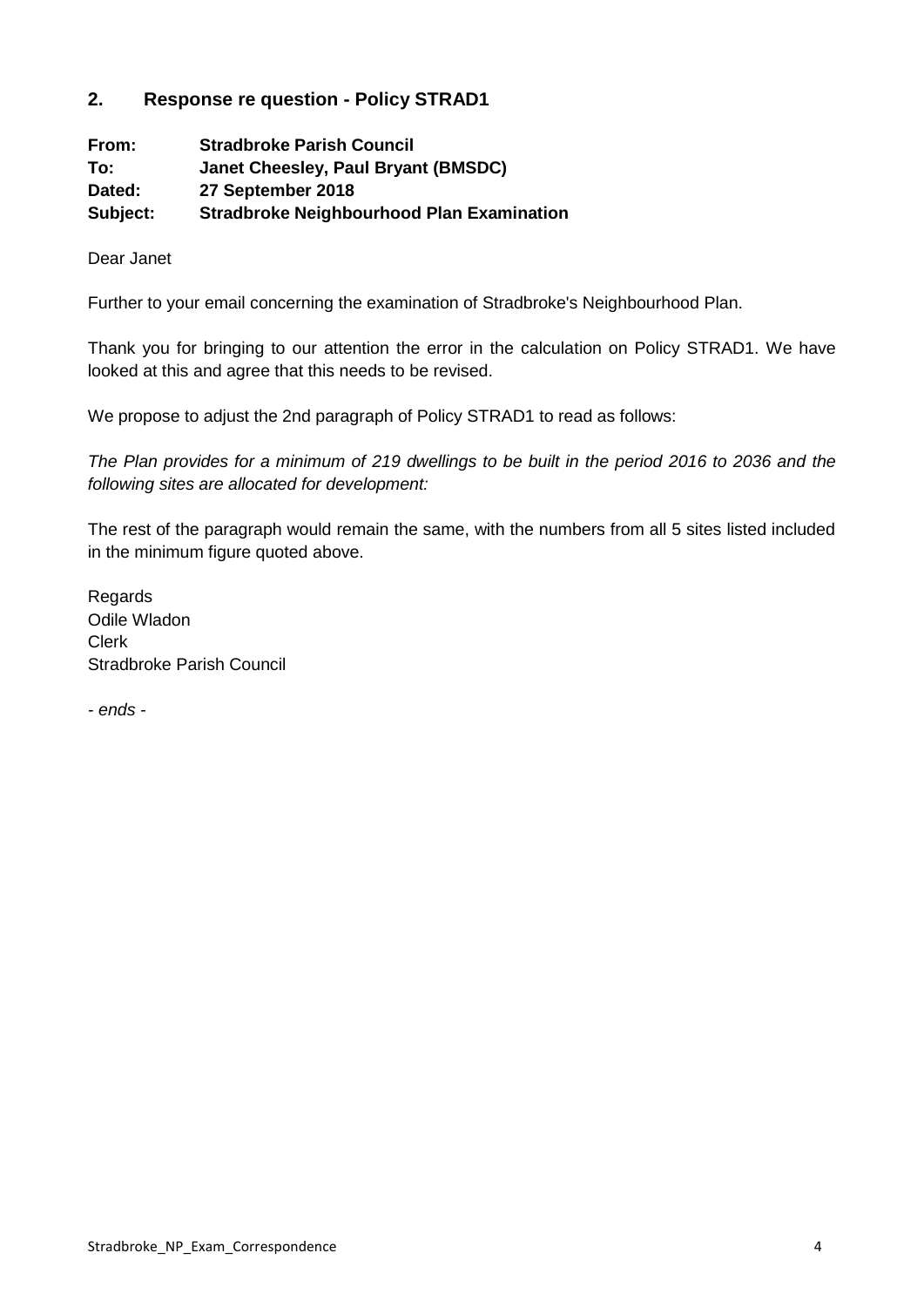## 2. Response re question - Policy STRAD1

**From:** **Stradbroke Parish Council**
**To:** **Janet Cheesley, Paul Bryant (BMSDC)**
**Dated:** **27 September 2018**
**Subject:** **Stradbroke Neighbourhood Plan Examination**

Dear Janet

Further to your email concerning the examination of Stradbroke's Neighbourhood Plan.

Thank you for bringing to our attention the error in the calculation on Policy STRAD1. We have looked at this and agree that this needs to be revised.

We propose to adjust the 2nd paragraph of Policy STRAD1 to read as follows:

*The Plan provides for a minimum of 219 dwellings to be built in the period 2016 to 2036 and the following sites are allocated for development:*

The rest of the paragraph would remain the same, with the numbers from all 5 sites listed included in the minimum figure quoted above.

Regards
Odile Wladon
Clerk
Stradbroke Parish Council

*- ends -*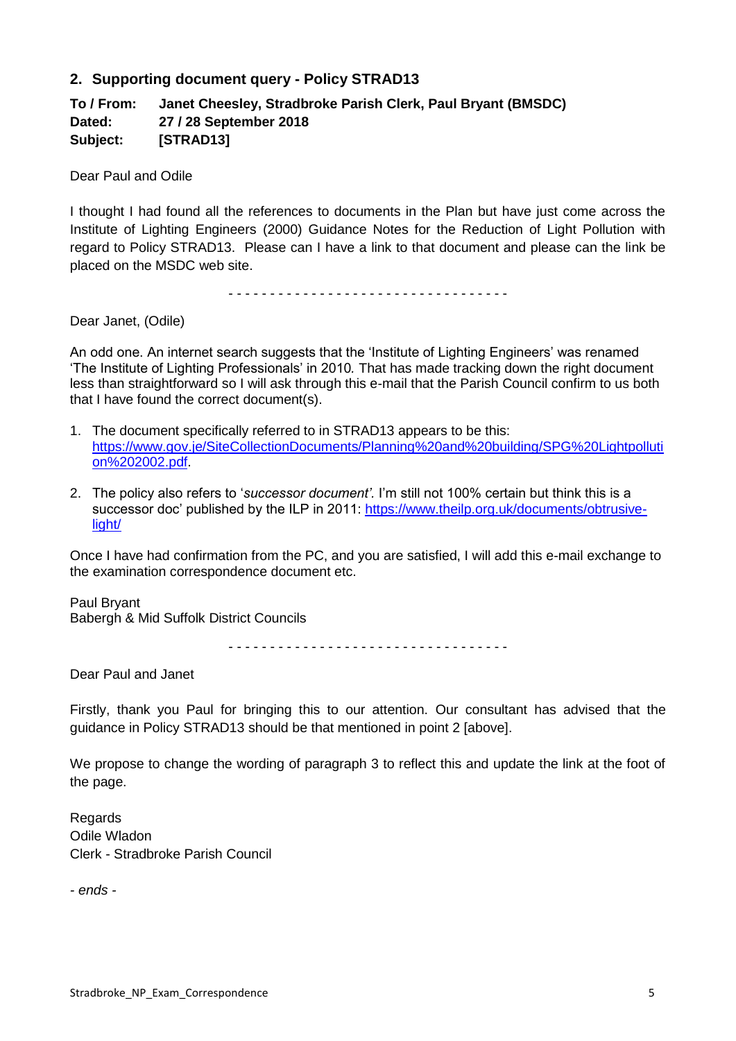## 2. Supporting document query - Policy STRAD13

**To / From:** **Janet Cheesley, Stradbroke Parish Clerk, Paul Bryant (BMSDC)**
**Dated:** **27 / 28 September 2018**
**Subject:** **[STRAD13]**

Dear Paul and Odile

I thought I had found all the references to documents in the Plan but have just come across the Institute of Lighting Engineers (2000) Guidance Notes for the Reduction of Light Pollution with regard to Policy STRAD13. Please can I have a link to that document and please can the link be placed on the MSDC web site.

- - - - - - - - - - - - - - - - - - - - - - - - - - - - - - - - - -

Dear Janet, (Odile)

An odd one. An internet search suggests that the 'Institute of Lighting Engineers' was renamed 'The Institute of Lighting Professionals' in 2010*.* That has made tracking down the right document less than straightforward so I will ask through this e-mail that the Parish Council confirm to us both that I have found the correct document(s).

1. The document specifically referred to in STRAD13 appears to be this: https://www.gov.je/SiteCollectionDocuments/Planning%20and%20building/SPG%20Lightpollution%202002.pdf.
2. The policy also refers to '*successor document'*. I'm still not 100% certain but think this is a successor doc' published by the ILP in 2011: https://www.theilp.org.uk/documents/obtrusive-light/

Once I have had confirmation from the PC, and you are satisfied, I will add this e-mail exchange to the examination correspondence document etc.

Paul Bryant
Babergh & Mid Suffolk District Councils

- - - - - - - - - - - - - - - - - - - - - - - - - - - - - - - - - -

Dear Paul and Janet

Firstly, thank you Paul for bringing this to our attention. Our consultant has advised that the guidance in Policy STRAD13 should be that mentioned in point 2 [above].

We propose to change the wording of paragraph 3 to reflect this and update the link at the foot of the page.

Regards
Odile Wladon
Clerk - Stradbroke Parish Council

*- ends -*